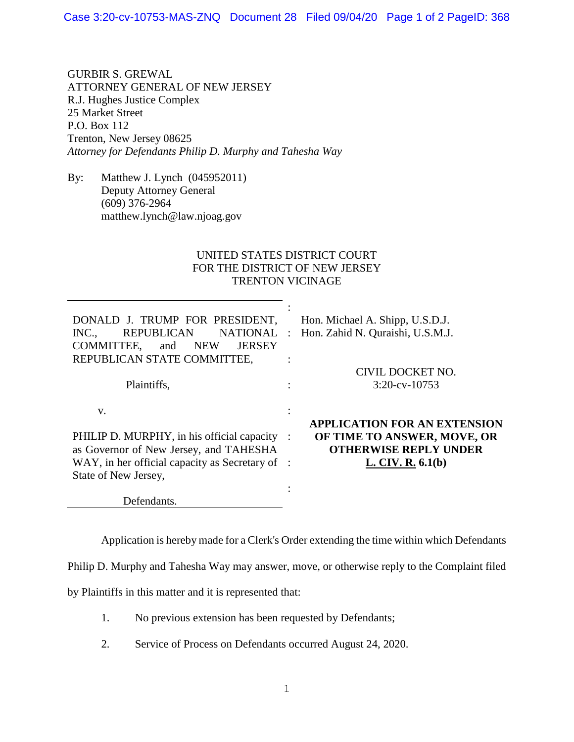GURBIR S. GREWAL
ATTORNEY GENERAL OF NEW JERSEY
R.J. Hughes Justice Complex
25 Market Street
P.O. Box 112
Trenton, New Jersey 08625
*Attorney for Defendants Philip D. Murphy and Tahesha Way*

By: Matthew J. Lynch (045952011)
Deputy Attorney General
(609) 376-2964
matthew.lynch@law.njoag.gov

UNITED STATES DISTRICT COURT
FOR THE DISTRICT OF NEW JERSEY
TRENTON VICINAGE

| | |
|---|---|
| DONALD J. TRUMP FOR PRESIDENT, INC., REPUBLICAN NATIONAL COMMITTEE, and NEW JERSEY REPUBLICAN STATE COMMITTEE,<br><br>Plaintiffs,<br><br>v.<br><br>PHILIP D. MURPHY, in his official capacity as Governor of New Jersey, and TAHESHA WAY, in her official capacity as Secretary of State of New Jersey,<br><br>Defendants. | Hon. Michael A. Shipp, U.S.D.J.<br>Hon. Zahid N. Quraishi, U.S.M.J.<br><br>CIVIL DOCKET NO. 3:20-cv-10753<br><br>**APPLICATION FOR AN EXTENSION OF TIME TO ANSWER, MOVE, OR OTHERWISE REPLY UNDER <u>L. CIV. R.</u> 6.1(b)** |

Application is hereby made for a Clerk's Order extending the time within which Defendants Philip D. Murphy and Tahesha Way may answer, move, or otherwise reply to the Complaint filed by Plaintiffs in this matter and it is represented that:

1. No previous extension has been requested by Defendants;
2. Service of Process on Defendants occurred August 24, 2020.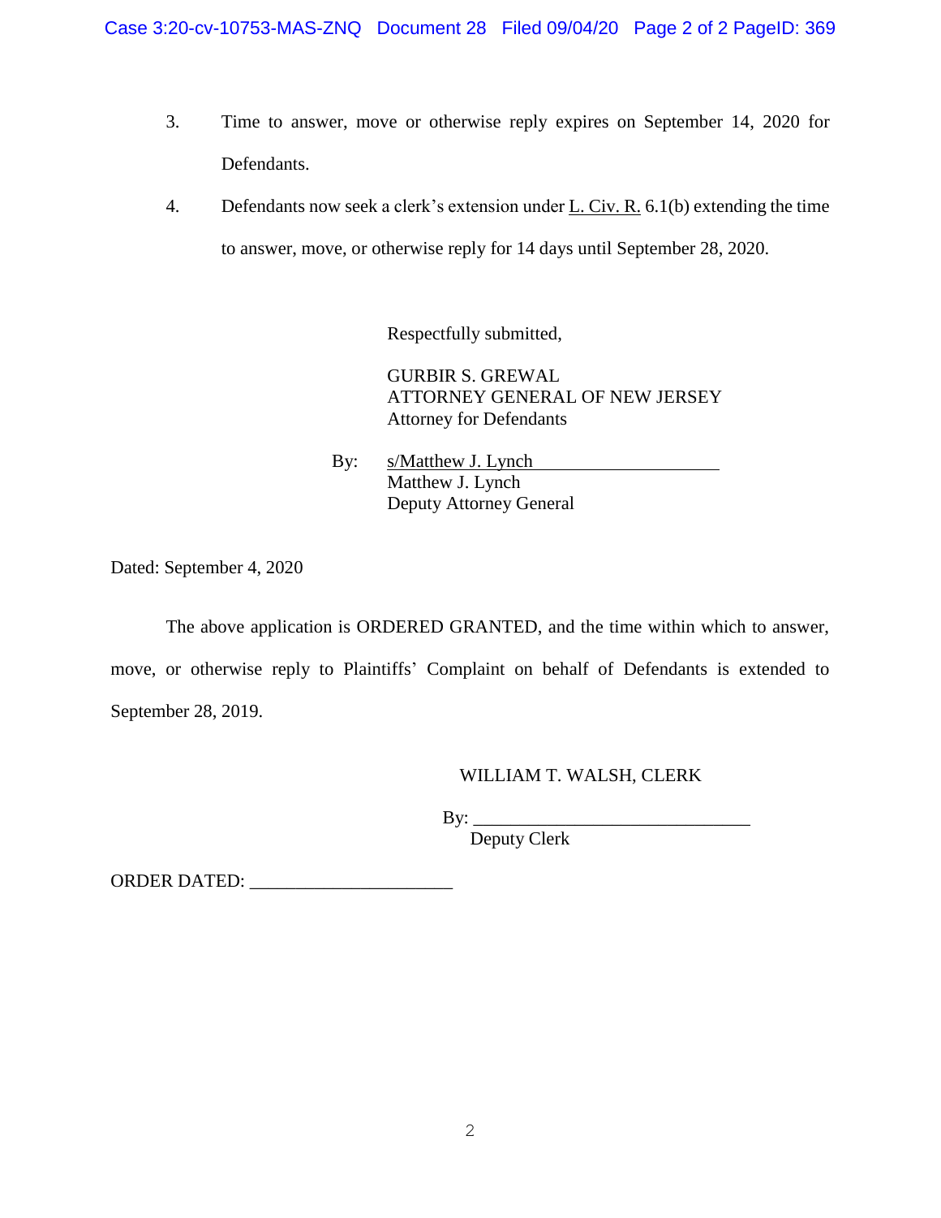3. Time to answer, move or otherwise reply expires on September 14, 2020 for Defendants.

4. Defendants now seek a clerk's extension under L. Civ. R. 6.1(b) extending the time to answer, move, or otherwise reply for 14 days until September 28, 2020.

Respectfully submitted,

GURBIR S. GREWAL
ATTORNEY GENERAL OF NEW JERSEY
Attorney for Defendants

By: s/Matthew J. Lynch
Matthew J. Lynch
Deputy Attorney General

Dated: September 4, 2020

The above application is ORDERED GRANTED, and the time within which to answer, move, or otherwise reply to Plaintiffs' Complaint on behalf of Defendants is extended to September 28, 2019.

WILLIAM T. WALSH, CLERK

By: ______________________________
Deputy Clerk

ORDER DATED: ______________________